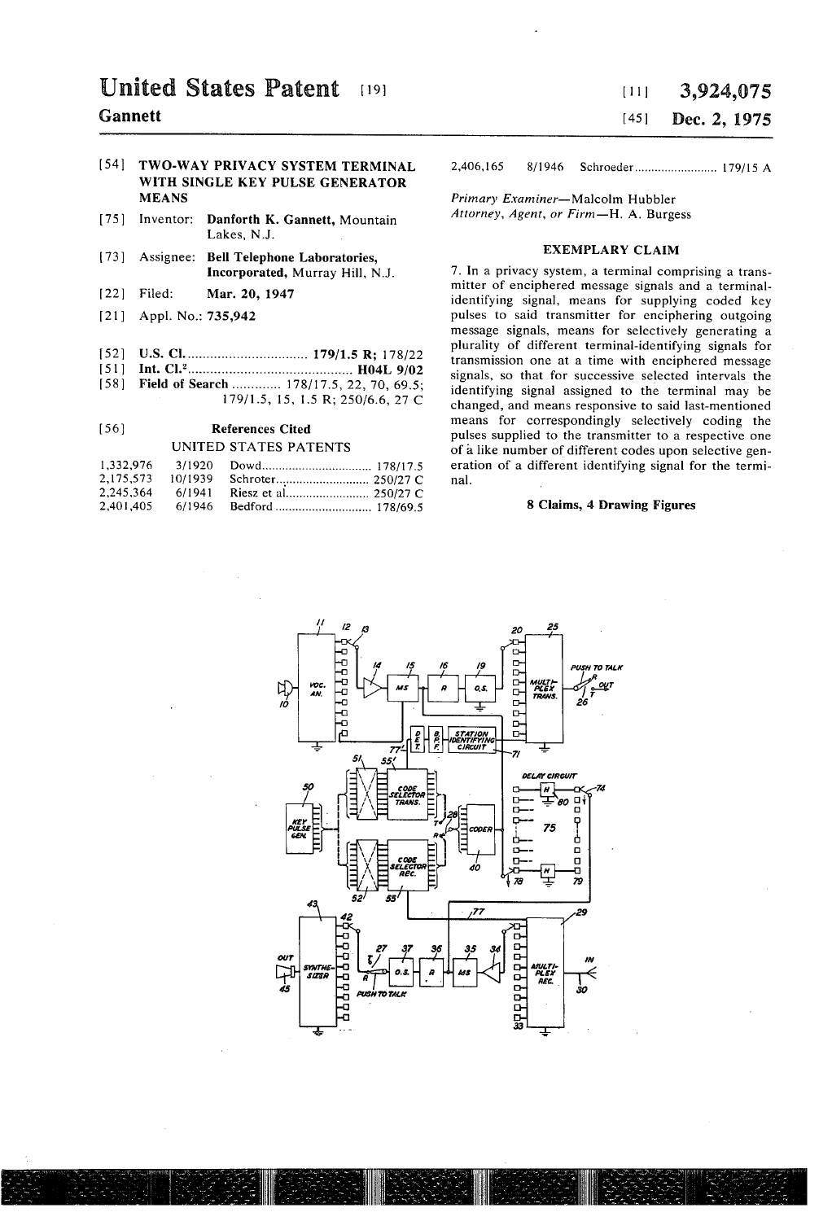# United States Patent [19]

**Gannett**

[11] **3,924,075**

[45] **Dec. 2, 1975**

[54] **TWO-WAY PRIVACY SYSTEM TERMINAL WITH SINGLE KEY PULSE GENERATOR MEANS**

[75] Inventor: **Danforth K. Gannett**, Mountain Lakes, N.J.

[73] Assignee: **Bell Telephone Laboratories, Incorporated**, Murray Hill, N.J.

[22] Filed: **Mar. 20, 1947**

[21] Appl. No.: **735,942**

[52] U.S. Cl. ................................ **179/1.5 R**; 178/22

[51] Int. Cl.² ............................................ **H04L 9/02**

[58] Field of Search ............. 178/17.5, 22, 70, 69.5; 179/1.5, 15, 1.5 R; 250/6.6, 27 C

[56] **References Cited**

UNITED STATES PATENTS

| | | | |
|---|---|---|---|
| 1,332,976 | 3/1920 | Dowd | 178/17.5 |
| 2,175,573 | 10/1939 | Schroter | 250/27 C |
| 2,245,364 | 6/1941 | Riesz et al. | 250/27 C |
| 2,401,405 | 6/1946 | Bedford | 178/69.5 |
| 2,406,165 | 8/1946 | Schroeder | 179/15 A |

*Primary Examiner*—Malcolm Hubbler
*Attorney, Agent, or Firm*—H. A. Burgess

## EXEMPLARY CLAIM

7. In a privacy system, a terminal comprising a transmitter of enciphered message signals and a terminal-identifying signal, means for supplying coded key pulses to said transmitter for enciphering outgoing message signals, means for selectively generating a plurality of different terminal-identifying signals for transmission one at a time with enciphered message signals, so that for successive selected intervals the identifying signal assigned to the terminal may be changed, and means responsive to said last-mentioned means for correspondingly selectively coding the pulses supplied to the transmitter to a respective one of a like number of different codes upon selective generation of a different identifying signal for the terminal.

**8 Claims, 4 Drawing Figures**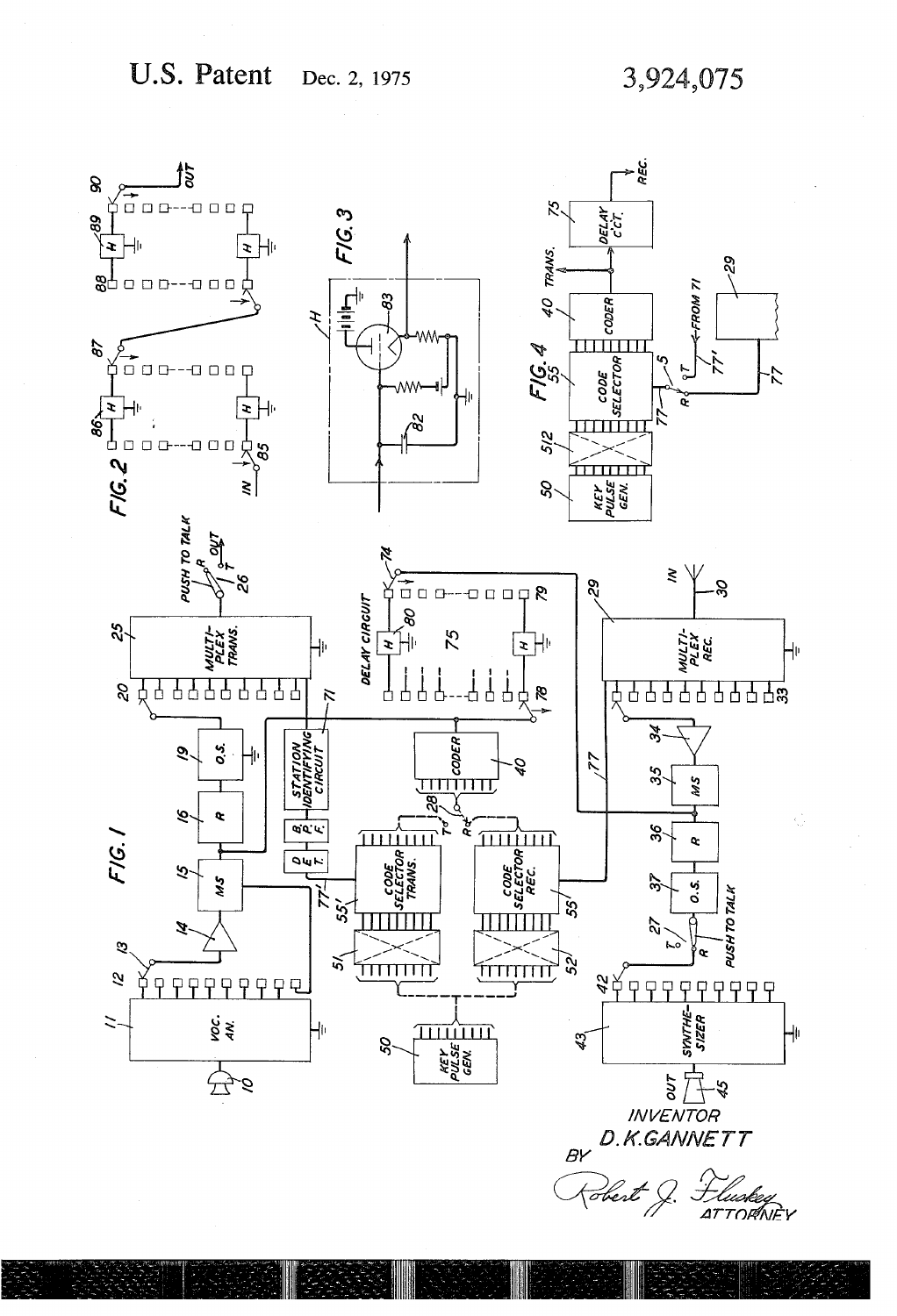FIG. 1

FIG. 2

FIG. 3

FIG. 4

INVENTOR
D. K. GANNETT

BY Robert J. Fluskey
ATTORNEY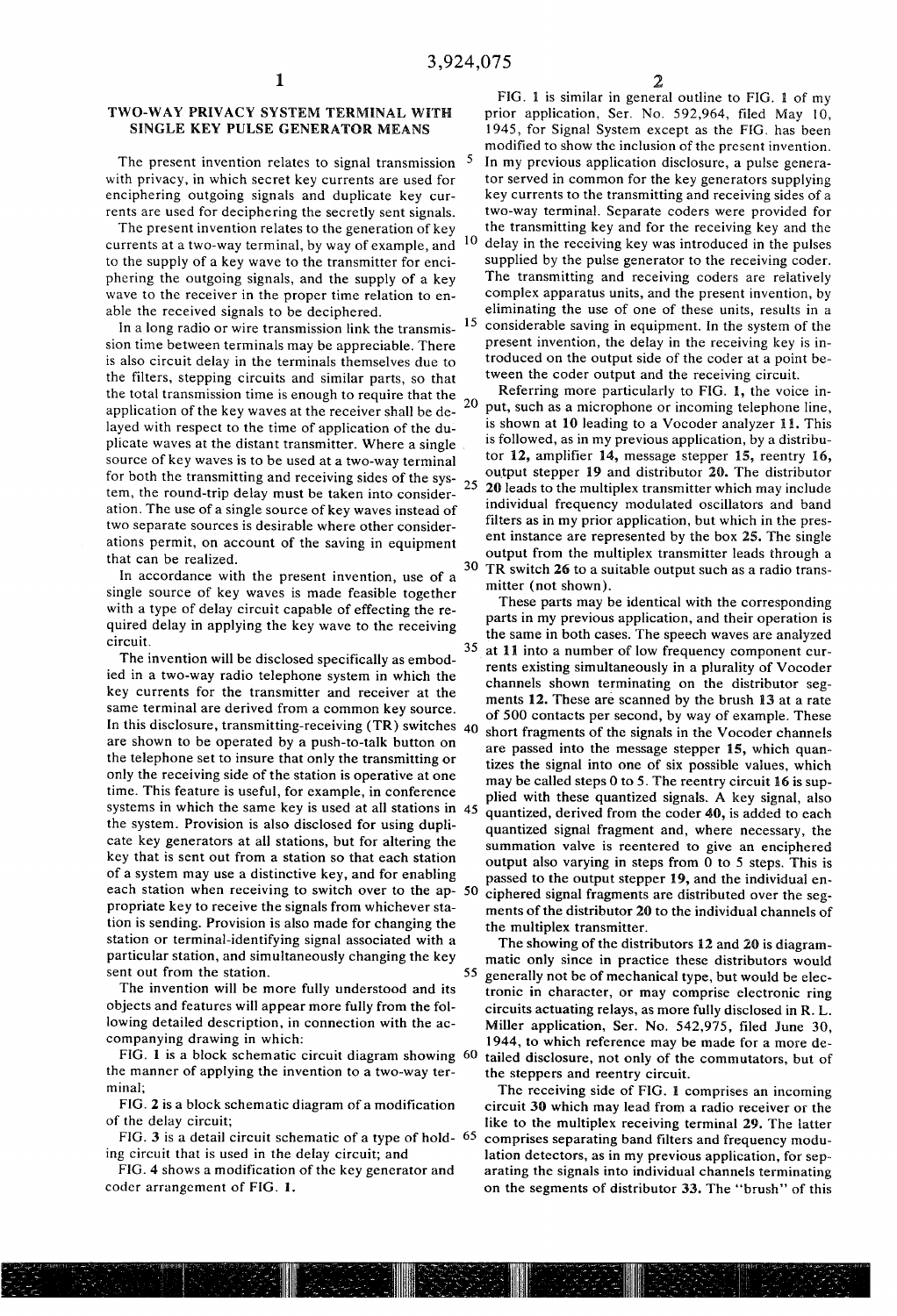## TWO-WAY PRIVACY SYSTEM TERMINAL WITH SINGLE KEY PULSE GENERATOR MEANS

The present invention relates to signal transmission with privacy, in which secret key currents are used for enciphering outgoing signals and duplicate key currents are used for deciphering the secretly sent signals.

The present invention relates to the generation of key currents at a two-way terminal, by way of example, and to the supply of a key wave to the transmitter for enciphering the outgoing signals, and the supply of a key wave to the receiver in the proper time relation to enable the received signals to be deciphered.

In a long radio or wire transmission link the transmission time between terminals may be appreciable. There is also circuit delay in the terminals themselves due to the filters, stepping circuits and similar parts, so that the total transmission time is enough to require that the application of the key waves at the receiver shall be delayed with respect to the time of application of the duplicate waves at the distant transmitter. Where a single source of key waves is to be used at a two-way terminal for both the transmitting and receiving sides of the system, the round-trip delay must be taken into consideration. The use of a single source of key waves instead of two separate sources is desirable where other considerations permit, on account of the saving in equipment that can be realized.

In accordance with the present invention, use of a single source of key waves is made feasible together with a type of delay circuit capable of effecting the required delay in applying the key wave to the receiving circuit.

The invention will be disclosed specifically as embodied in a two-way radio telephone system in which the key currents for the transmitter and receiver at the same terminal are derived from a common key source. In this disclosure, transmitting-receiving (TR) switches are shown to be operated by a push-to-talk button on the telephone set to insure that only the transmitting or only the receiving side of the station is operative at one time. This feature is useful, for example, in conference systems in which the same key is used at all stations in the system. Provision is also disclosed for using duplicate key generators at all stations, but for altering the key that is sent out from a station so that each station of a system may use a distinctive key, and for enabling each station when receiving to switch over to the appropriate key to receive the signals from whichever station is sending. Provision is also made for changing the station or terminal-identifying signal associated with a particular station, and simultaneously changing the key sent out from the station.

The invention will be more fully understood and its objects and features will appear more fully from the following detailed description, in connection with the accompanying drawing in which:

FIG. 1 is a block schematic circuit diagram showing the manner of applying the invention to a two-way terminal;

FIG. 2 is a block schematic diagram of a modification of the delay circuit;

FIG. 3 is a detail circuit schematic of a type of holding circuit that is used in the delay circuit; and

FIG. 4 shows a modification of the key generator and coder arrangement of FIG. 1.

FIG. 1 is similar in general outline to FIG. 1 of my prior application, Ser. No. 592,964, filed May 10, 1945, for Signal System except as the FIG. has been modified to show the inclusion of the present invention. In my previous application disclosure, a pulse generator served in common for the key generators supplying key currents to the transmitting and receiving sides of a two-way terminal. Separate coders were provided for the transmitting key and for the receiving key and the delay in the receiving key was introduced in the pulses supplied by the pulse generator to the receiving coder. The transmitting and receiving coders are relatively complex apparatus units, and the present invention, by eliminating the use of one of these units, results in a considerable saving in equipment. In the system of the present invention, the delay in the receiving key is introduced on the output side of the coder at a point between the coder output and the receiving circuit.

Referring more particularly to FIG. 1, the voice input, such as a microphone or incoming telephone line, is shown at **10** leading to a Vocoder analyzer **11**. This is followed, as in my previous application, by a distributor **12**, amplifier **14**, message stepper **15**, reentry **16**, output stepper **19** and distributor **20**. The distributor **20** leads to the multiplex transmitter which may include individual frequency modulated oscillators and band filters as in my prior application, but which in the present instance are represented by the box **25**. The single output from the multiplex transmitter leads through a TR switch **26** to a suitable output such as a radio transmitter (not shown).

These parts may be identical with the corresponding parts in my previous application, and their operation is the same in both cases. The speech waves are analyzed at **11** into a number of low frequency component currents existing simultaneously in a plurality of Vocoder channels shown terminating on the distributor segments **12**. These are scanned by the brush **13** at a rate of 500 contacts per second, by way of example. These short fragments of the signals in the Vocoder channels are passed into the message stepper **15**, which quantizes the signal into one of six possible values, which may be called steps 0 to 5. The reentry circuit **16** is supplied with these quantized signals. A key signal, also quantized, derived from the coder **40**, is added to each quantized signal fragment and, where necessary, the summation valve is reentered to give an enciphered output also varying in steps from 0 to 5 steps. This is passed to the output stepper **19**, and the individual enciphered signal fragments are distributed over the segments of the distributor **20** to the individual channels of the multiplex transmitter.

The showing of the distributors **12** and **20** is diagrammatic only since in practice these distributors would generally not be of mechanical type, but would be electronic in character, or may comprise electronic ring circuits actuating relays, as more fully disclosed in R. L. Miller application, Ser. No. 542,975, filed June 30, 1944, to which reference may be made for a more detailed disclosure, not only of the commutators, but of the steppers and reentry circuit.

The receiving side of FIG. 1 comprises an incoming circuit **30** which may lead from a radio receiver or the like to the multiplex receiving terminal **29**. The latter comprises separating band filters and frequency modulation detectors, as in my previous application, for separating the signals into individual channels terminating on the segments of distributor **33**. The "brush" of this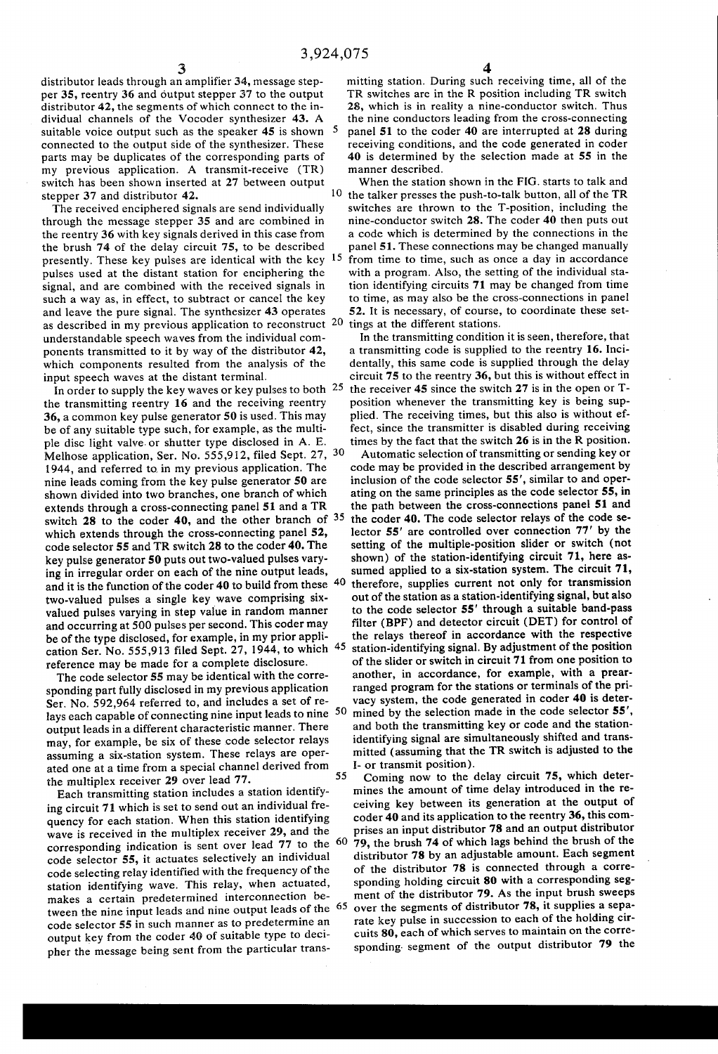distributor leads through an amplifier 34, message stepper 35, reentry 36 and output stepper 37 to the output distributor 42, the segments of which connect to the individual channels of the Vocoder synthesizer 43. A suitable voice output such as the speaker 45 is shown connected to the output side of the synthesizer. These parts may be duplicates of the corresponding parts of my previous application. A transmit-receive (TR) switch has been shown inserted at 27 between output stepper 37 and distributor 42.

The received enciphered signals are send individually through the message stepper 35 and are combined in the reentry 36 with key signals derived in this case from the brush 74 of the delay circuit 75, to be described presently. These key pulses are identical with the key pulses used at the distant station for enciphering the signal, and are combined with the received signals in such a way as, in effect, to subtract or cancel the key and leave the pure signal. The synthesizer 43 operates as described in my previous application to reconstruct understandable speech waves from the individual components transmitted to it by way of the distributor 42, which components resulted from the analysis of the input speech waves at the distant terminal.

In order to supply the key waves or key pulses to both the transmitting reentry 16 and the receiving reentry 36, a common key pulse generator 50 is used. This may be of any suitable type such, for example, as the multiple disc light valve or shutter type disclosed in A. E. Melhose application, Ser. No. 555,912, filed Sept. 27, 1944, and referred to in my previous application. The nine leads coming from the key pulse generator 50 are shown divided into two branches, one branch of which extends through a cross-connecting panel 51 and a TR switch 28 to the coder 40, and the other branch of which extends through the cross-connecting panel 52, code selector 55 and TR switch 28 to the coder 40. The key pulse generator 50 puts out two-valued pulses varying in irregular order on each of the nine output leads, and it is the function of the coder 40 to build from these two-valued pulses a single key wave comprising six-valued pulses varying in step value in random manner and occurring at 500 pulses per second. This coder may be of the type disclosed, for example, in my prior application Ser. No. 555,913 filed Sept. 27, 1944, to which reference may be made for a complete disclosure.

The code selector 55 may be identical with the corresponding part fully disclosed in my previous application Ser. No. 592,964 referred to, and includes a set of relays each capable of connecting nine input leads to nine output leads in a different characteristic manner. There may, for example, be six of these code selector relays assuming a six-station system. These relays are operated one at a time from a special channel derived from the multiplex receiver 29 over lead 77.

Each transmitting station includes a station identifying circuit 71 which is set to send out an individual frequency for each station. When this station identifying wave is received in the multiplex receiver 29, and the corresponding indication is sent over lead 77 to the code selector 55, it actuates selectively an individual code selecting relay identified with the frequency of the station identifying wave. This relay, when actuated, makes a certain predetermined interconnection between the nine input leads and nine output leads of the code selector 55 in such manner as to predetermine an output key from the coder 40 of suitable type to decipher the message being sent from the particular transmitting station. During such receiving time, all of the TR switches are in the R position including TR switch 28, which is in reality a nine-conductor switch. Thus the nine conductors leading from the cross-connecting panel 51 to the coder 40 are interrupted at 28 during receiving conditions, and the code generated in coder 40 is determined by the selection made at 55 in the manner described.

When the station shown in the FIG. starts to talk and the talker presses the push-to-talk button, all of the TR switches are thrown to the T-position, including the nine-conductor switch 28. The coder 40 then puts out a code which is determined by the connections in the panel 51. These connections may be changed manually from time to time, such as once a day in accordance with a program. Also, the setting of the individual station identifying circuits 71 may be changed from time to time, as may also be the cross-connections in panel 52. It is necessary, of course, to coordinate these settings at the different stations.

In the transmitting condition it is seen, therefore, that a transmitting code is supplied to the reentry 16. Incidentally, this same code is supplied through the delay circuit 75 to the reentry 36, but this is without effect in the receiver 45 since the switch 27 is in the open or T-position whenever the transmitting key is being supplied. The receiving times, but this also is without effect, since the transmitter is disabled during receiving times by the fact that the switch 26 is in the R position.

Automatic selection of transmitting or sending key or code may be provided in the described arrangement by inclusion of the code selector 55', similar to and operating on the same principles as the code selector 55, in the path between the cross-connections panel 51 and the coder 40. The code selector relays of the code selector 55' are controlled over connection 77' by the setting of the multiple-position slider or switch (not shown) of the station-identifying circuit 71, here assumed applied to a six-station system. The circuit 71, therefore, supplies current not only for transmission out of the station as a station-identifying signal, but also to the code selector 55' through a suitable band-pass filter (BPF) and detector circuit (DET) for control of the relays thereof in accordance with the respective station-identifying signal. By adjustment of the position of the slider or switch in circuit 71 from one position to another, in accordance, for example, with a prearranged program for the stations or terminals of the privacy system, the code generated in coder 40 is determined by the selection made in the code selector 55', and both the transmitting key or code and the station-identifying signal are simultaneously shifted and transmitted (assuming that the TR switch is adjusted to the I- or transmit position).

Coming now to the delay circuit 75, which determines the amount of time delay introduced in the receiving key between its generation at the output of coder 40 and its application to the reentry 36, this comprises an input distributor 78 and an output distributor 79, the brush 74 of which lags behind the brush of the distributor 78 by an adjustable amount. Each segment of the distributor 78 is connected through a corresponding holding circuit 80 with a corresponding segment of the distributor 79. As the input brush sweeps over the segments of distributor 78, it supplies a separate key pulse in succession to each of the holding circuits 80, each of which serves to maintain on the corresponding segment of the output distributor 79 the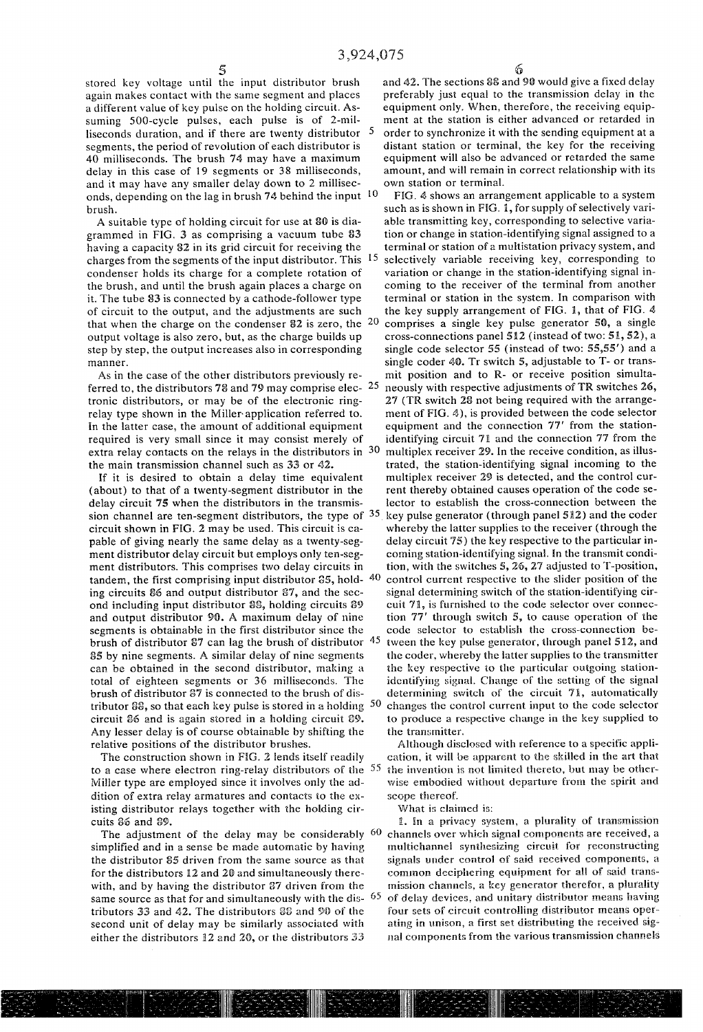stored key voltage until the input distributor brush again makes contact with the same segment and places a different value of key pulse on the holding circuit. Assuming 500-cycle pulses, each pulse is of 2-milliseconds duration, and if there are twenty distributor segments, the period of revolution of each distributor is 40 milliseconds. The brush 74 may have a maximum delay in this case of 19 segments or 38 milliseconds, and it may have any smaller delay down to 2 milliseconds, depending on the lag in brush 74 behind the input brush.

A suitable type of holding circuit for use at 80 is diagrammed in FIG. 3 as comprising a vacuum tube 83 having a capacity 82 in its grid circuit for receiving the charges from the segments of the input distributor. This condenser holds its charge for a complete rotation of the brush, and until the brush again places a charge on it. The tube 83 is connected by a cathode-follower type of circuit to the output, and the adjustments are such that when the charge on the condenser 82 is zero, the output voltage is also zero, but, as the charge builds up step by step, the output increases also in corresponding manner.

As in the case of the other distributors previously referred to, the distributors 78 and 79 may comprise electronic distributors, or may be of the electronic ring-relay type shown in the Miller application referred to. In the latter case, the amount of additional equipment required is very small since it may consist merely of extra relay contacts on the relays in the distributors in the main transmission channel such as 33 or 42.

If it is desired to obtain a delay time equivalent (about) to that of a twenty-segment distributor in the delay circuit 75 when the distributors in the transmission channel are ten-segment distributors, the type of circuit shown in FIG. 2 may be used. This circuit is capable of giving nearly the same delay as a twenty-segment distributor delay circuit but employs only ten-segment distributors. This comprises two delay circuits in tandem, the first comprising input distributor 85, holding circuits 86 and output distributor 87, and the second including input distributor 88, holding circuits 89 and output distributor 90. A maximum delay of nine segments is obtainable in the first distributor since the brush of distributor 87 can lag the brush of distributor 85 by nine segments. A similar delay of nine segments can be obtained in the second distributor, making a total of eighteen segments or 36 milliseconds. The brush of distributor 87 is connected to the brush of distributor 88, so that each key pulse is stored in a holding circuit 86 and is again stored in a holding circuit 89. Any lesser delay is of course obtainable by shifting the relative positions of the distributor brushes.

The construction shown in FIG. 2 lends itself readily to a case where electron ring-relay distributors of the Miller type are employed since it involves only the addition of extra relay armatures and contacts to the existing distributor relays together with the holding circuits 86 and 89.

The adjustment of the delay may be considerably simplified and in a sense be made automatic by having the distributor 85 driven from the same source as that for the distributors 12 and 20 and simultaneously therewith, and by having the distributor 87 driven from the same source as that for and simultaneously with the distributors 33 and 42. The distributors 88 and 90 of the second unit of delay may be similarly associated with either the distributors 12 and 20, or the distributors 33 and 42. The sections 88 and 90 would give a fixed delay preferably just equal to the transmission delay in the equipment only. When, therefore, the receiving equipment at the station is either advanced or retarded in order to synchronize it with the sending equipment at a distant station or terminal, the key for the receiving equipment will also be advanced or retarded the same amount, and will remain in correct relationship with its own station or terminal.

FIG. 4 shows an arrangement applicable to a system such as is shown in FIG. 1, for supply of selectively variable transmitting key, corresponding to selective variation or change in station-identifying signal assigned to a terminal or station of a multistation privacy system, and selectively variable receiving key, corresponding to variation or change in the station-identifying signal incoming to the receiver of the terminal from another terminal or station in the system. In comparison with the key supply arrangement of FIG. 1, that of FIG. 4 comprises a single key pulse generator 50, a single cross-connections panel 512 (instead of two: 51, 52), a single code selector 55 (instead of two: 55,55') and a single coder 40. Tr switch 5, adjustable to T- or transmit position and to R- or receive position simultaneously with respective adjustments of TR switches 26, 27 (TR switch 28 not being required with the arrangement of FIG. 4), is provided between the code selector equipment and the connection 77' from the station-identifying circuit 71 and the connection 77 from the multiplex receiver 29. In the receive condition, as illustrated, the station-identifying signal incoming to the multiplex receiver 29 is detected, and the control current thereby obtained causes operation of the code selector to establish the cross-connection between the key pulse generator (through panel 512) and the coder whereby the latter supplies to the receiver (through the delay circuit 75) the key respective to the particular incoming station-identifying signal. In the transmit condition, with the switches 5, 26, 27 adjusted to T-position, control current respective to the slider position of the signal determining switch of the station-identifying circuit 71, is furnished to the code selector over connection 77' through switch 5, to cause operation of the code selector to establish the cross-connection between the key pulse generator, through panel 512, and the coder, whereby the latter supplies to the transmitter the key respective to the particular outgoing station-identifying signal. Change of the setting of the signal determining switch of the circuit 71, automatically changes the control current input to the code selector to produce a respective change in the key supplied to the transmitter.

Although disclosed with reference to a specific application, it will be apparent to the skilled in the art that the invention is not limited thereto, but may be otherwise embodied without departure from the spirit and scope thereof.

What is claimed is:

1. In a privacy system, a plurality of transmission channels over which signal components are received, a multichannel synthesizing circuit for reconstructing signals under control of said received components, a common deciphering equipment for all of said transmission channels, a key generator therefor, a plurality of delay devices, and unitary distributor means having four sets of circuit controlling distributor means operating in unison, a first set distributing the received signal components from the various transmission channels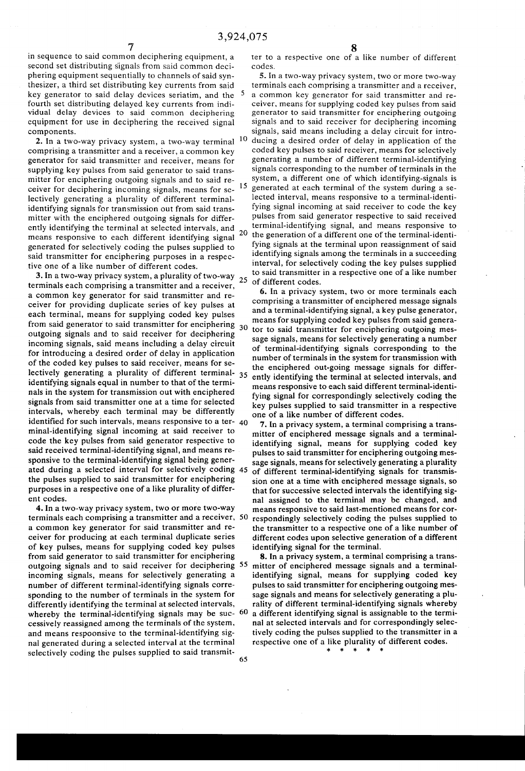in sequence to said common deciphering equipment, a second set distributing signals from said common deciphering equipment sequentially to channels of said synthesizer, a third set distributing key currents from said key generator to said delay devices seriatim, and the fourth set distributing delayed key currents from individual delay devices to said common deciphering equipment for use in deciphering the received signal components.

2. In a two-way privacy system, a two-way terminal comprising a transmitter and a receiver, a common key generator for said transmitter and receiver, means for supplying key pulses from said generator to said transmitter for enciphering outgoing signals and to said receiver for deciphering incoming signals, means for selectively generating a plurality of different terminal-identifying signals for transmission out from said transmitter with the enciphered outgoing signals for differently identifying the terminal at selected intervals, and means responsive to each different identifying signal generated for selectively coding the pulses supplied to said transmitter for enciphering purposes in a respective one of a like number of different codes.

3. In a two-way privacy system, a plurality of two-way terminals each comprising a transmitter and a receiver, a common key generator for said transmitter and receiver for providing duplicate series of key pulses at each terminal, means for supplying coded key pulses from said generator to said transmitter for enciphering outgoing signals and to said receiver for deciphering incoming signals, said means including a delay circuit for introducing a desired order of delay in application of the coded key pulses to said receiver, means for selectively generating a plurality of different terminal-identifying signals equal in number to that of the terminals in the system for transmission out with enciphered signals from said transmitter one at a time for selected intervals, whereby each terminal may be differently identified for such intervals, means responsive to a terminal-identifying signal incoming at said receiver to code the key pulses from said generator respective to said received terminal-identifying signal, and means responsive to the terminal-identifying signal being generated during a selected interval for selectively coding the pulses supplied to said transmitter for enciphering purposes in a respective one of a like plurality of different codes.

4. In a two-way privacy system, two or more two-way terminals each comprising a transmitter and a receiver, a common key generator for said transmitter and receiver for producing at each terminal duplicate series of key pulses, means for supplying coded key pulses from said generator to said transmitter for enciphering outgoing signals and to said receiver for deciphering incoming signals, means for selectively generating a number of different terminal-identifying signals corresponding to the number of terminals in the system for differently identifying the terminal at selected intervals, whereby the terminal-identifying signals may be successively reassigned among the terminals of the system, and means respoonsive to the terminal-identifying signal generated during a selected interval at the terminal selectively coding the pulses supplied to said transmitter to a respective one of a like number of different codes.

5. In a two-way privacy system, two or more two-way terminals each comprising a transmitter and a receiver, a common key generator for said transmitter and receiver, means for supplying coded key pulses from said generator to said transmitter for enciphering outgoing signals and to said receiver for deciphering incoming signals, said means including a delay circuit for introducing a desired order of delay in application of the coded key pulses to said receiver, means for selectively generating a number of different terminal-identifying signals corresponding to the number of terminals in the system, a different one of which identifying-signals is generated at each terminal of the system during a selected interval, means responsive to a terminal-identifying signal incoming at said receiver to code the key pulses from said generator respective to said received terminal-identifying signal, and means responsive to the generation of a different one of the terminal-identifying signals at the terminal upon reassignment of said identifying signals among the terminals in a succeeding interval, for selectively coding the key pulses supplied to said transmitter in a respective one of a like number of different codes.

6. In a privacy system, two or more terminals each comprising a transmitter of enciphered message signals and a terminal-identifying signal, a key pulse generator, means for supplying coded key pulses from said generator to said transmitter for enciphering outgoing message signals, means for selectively generating a number of terminal-identifying signals corresponding to the number of terminals in the system for transmission with the enciphered out-going message signals for differently identifying the terminal at selected intervals, and means responsive to each said different terminal-identifying signal for correspondingly selectively coding the key pulses supplied to said transmitter in a respective one of a like number of different codes.

7. In a privacy system, a terminal comprising a transmitter of enciphered message signals and a terminal-identifying signal, means for supplying coded key pulses to said transmitter for enciphering outgoing message signals, means for selectively generating a plurality of different terminal-identifying signals for transmission one at a time with enciphered message signals, so that for successive selected intervals the identifying signal assigned to the terminal may be changed, and means responsive to said last-mentioned means for correspondingly selectively coding the pulses supplied to the transmitter to a respective one of a like number of different codes upon selective generation of a different identifying signal for the terminal.

8. In a privacy system, a terminal comprising a transmitter of enciphered message signals and a terminal-identifying signal, means for supplying coded key pulses to said transmitter for enciphering outgoing message signals and means for selectively generating a plurality of different terminal-identifying signals whereby a different identifying signal is assignable to the terminal at selected intervals and for correspondingly selectively coding the pulses supplied to the transmitter in a respective one of a like plurality of different codes.

* * * * *